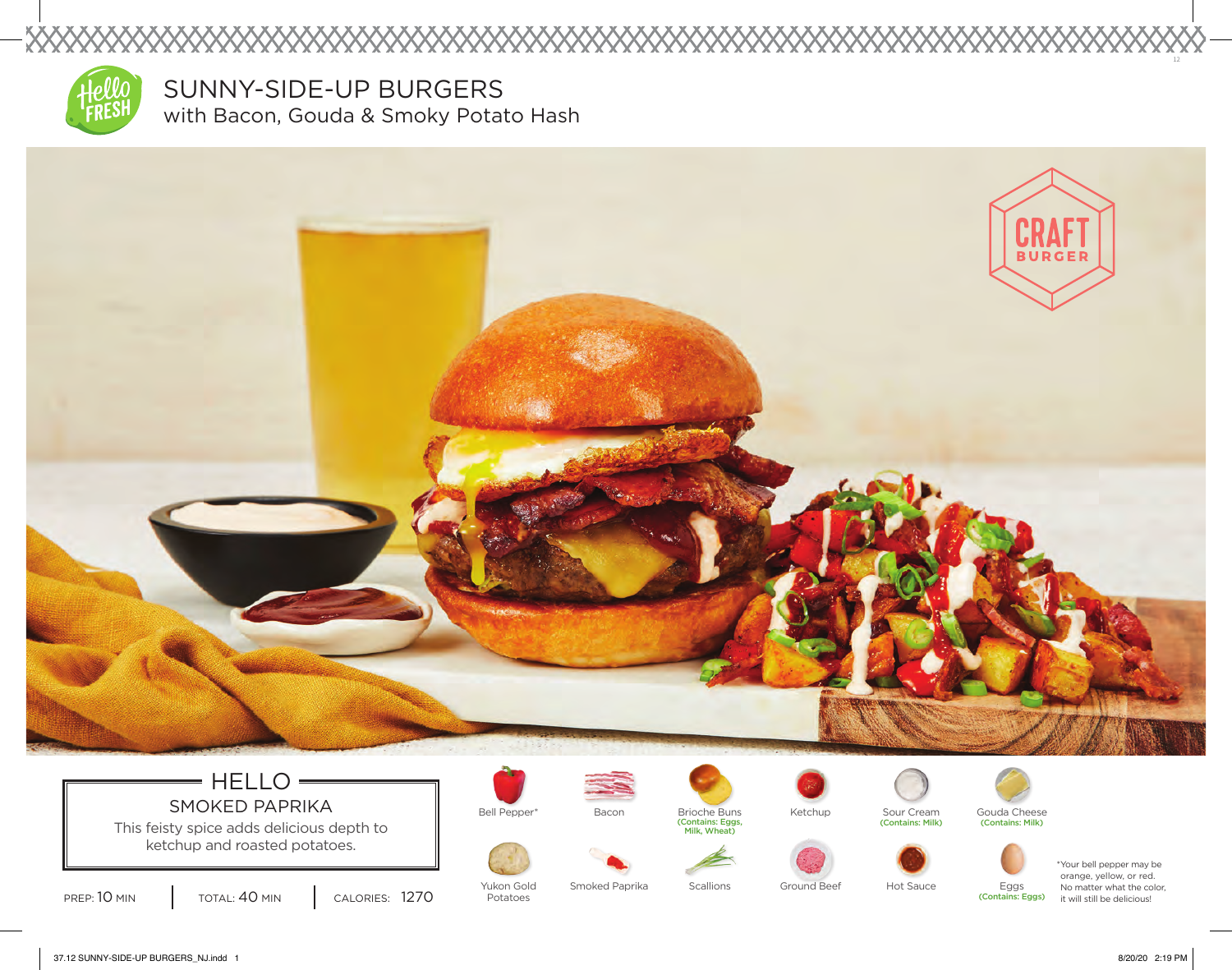# SUNNY-SIDE-UP BURGERS

## with Bacon, Gouda & Smoky Potato Hash

CRAFT BURGER

## HELLO

### SMOKED PAPRIKA

This feisty spice adds delicious depth to ketchup and roasted potatoes.

PREP: 10 MIN | TOTAL: 40 MIN | CALORIES: 1270

- Bell Pepper*
- Bacon
- Brioche Buns (Contains: Eggs, Milk, Wheat)
- Ketchup
- Sour Cream (Contains: Milk)
- Gouda Cheese (Contains: Milk)
- Yukon Gold Potatoes
- Smoked Paprika
- Scallions
- Ground Beef
- Hot Sauce
- Eggs (Contains: Eggs)

*Your bell pepper may be orange, yellow, or red. No matter what the color, it will still be delicious!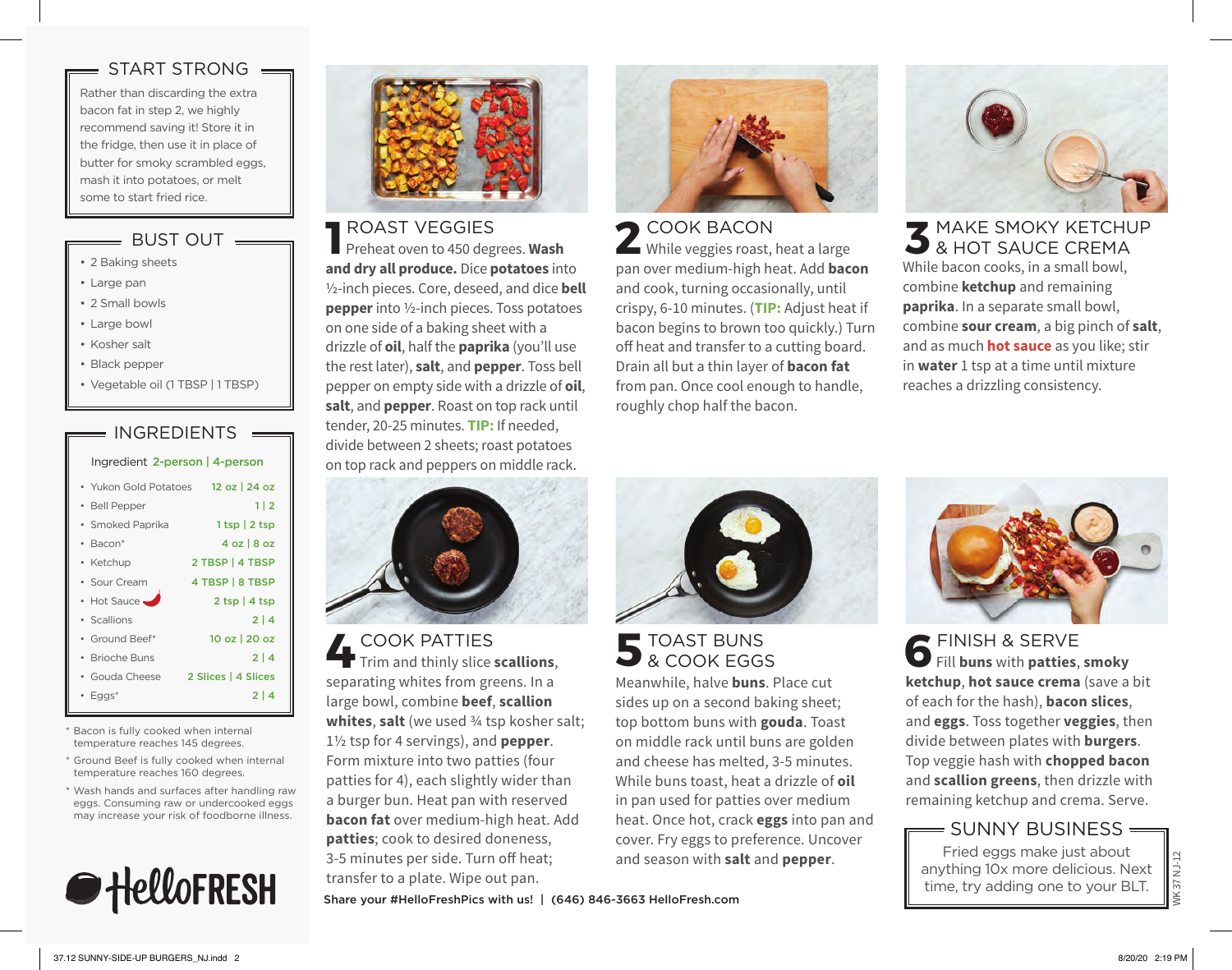## START STRONG

Rather than discarding the extra bacon fat in step 2, we highly recommend saving it! Store it in the fridge, then use it in place of butter for smoky scrambled eggs, mash it into potatoes, or melt some to start fried rice.

## BUST OUT

- 2 Baking sheets
- Large pan
- 2 Small bowls
- Large bowl
- Kosher salt
- Black pepper
- Vegetable oil (1 TBSP | 1 TBSP)

## INGREDIENTS

| Ingredient | 2-person \| 4-person |
|---|---|
| Yukon Gold Potatoes | 12 oz \| 24 oz |
| Bell Pepper | 1 \| 2 |
| Smoked Paprika | 1 tsp \| 2 tsp |
| Bacon* | 4 oz \| 8 oz |
| Ketchup | 2 TBSP \| 4 TBSP |
| Sour Cream | 4 TBSP \| 8 TBSP |
| Hot Sauce | 2 tsp \| 4 tsp |
| Scallions | 2 \| 4 |
| Ground Beef* | 10 oz \| 20 oz |
| Brioche Buns | 2 \| 4 |
| Gouda Cheese | 2 Slices \| 4 Slices |
| Eggs* | 2 \| 4 |

* Bacon is fully cooked when internal temperature reaches 145 degrees.
* Ground Beef is fully cooked when internal temperature reaches 160 degrees.
* Wash hands and surfaces after handling raw eggs. Consuming raw or undercooked eggs may increase your risk of foodborne illness.

HelloFRESH

## 1 ROAST VEGGIES

Preheat oven to 450 degrees. **Wash and dry all produce.** Dice **potatoes** into ½-inch pieces. Core, deseed, and dice **bell pepper** into ½-inch pieces. Toss potatoes on one side of a baking sheet with a drizzle of **oil**, half the **paprika** (you'll use the rest later), **salt**, and **pepper**. Toss bell pepper on empty side with a drizzle of **oil**, **salt**, and **pepper**. Roast on top rack until tender, 20-25 minutes. **TIP:** If needed, divide between 2 sheets; roast potatoes on top rack and peppers on middle rack.

## 2 COOK BACON

While veggies roast, heat a large pan over medium-high heat. Add **bacon** and cook, turning occasionally, until crispy, 6-10 minutes. (**TIP:** Adjust heat if bacon begins to brown too quickly.) Turn off heat and transfer to a cutting board. Drain all but a thin layer of **bacon fat** from pan. Once cool enough to handle, roughly chop half the bacon.

## 3 MAKE SMOKY KETCHUP & HOT SAUCE CREMA

While bacon cooks, in a small bowl, combine **ketchup** and remaining **paprika**. In a separate small bowl, combine **sour cream**, a big pinch of **salt**, and as much **hot sauce** as you like; stir in **water** 1 tsp at a time until mixture reaches a drizzling consistency.

## 4 COOK PATTIES

Trim and thinly slice **scallions**, separating whites from greens. In a large bowl, combine **beef**, **scallion whites**, **salt** (we used ¾ tsp kosher salt; 1½ tsp for 4 servings), and **pepper**. Form mixture into two patties (four patties for 4), each slightly wider than a burger bun. Heat pan with reserved **bacon fat** over medium-high heat. Add **patties**; cook to desired doneness, 3-5 minutes per side. Turn off heat; transfer to a plate. Wipe out pan.

## 5 TOAST BUNS & COOK EGGS

Meanwhile, halve **buns**. Place cut sides up on a second baking sheet; top bottom buns with **gouda**. Toast on middle rack until buns are golden and cheese has melted, 3-5 minutes. While buns toast, heat a drizzle of **oil** in pan used for patties over medium heat. Once hot, crack **eggs** into pan and cover. Fry eggs to preference. Uncover and season with **salt** and **pepper**.

## 6 FINISH & SERVE

Fill **buns** with **patties**, **smoky ketchup**, **hot sauce crema** (save a bit of each for the hash), **bacon slices**, and **eggs**. Toss together **veggies**, then divide between plates with **burgers**. Top veggie hash with **chopped bacon** and **scallion greens**, then drizzle with remaining ketchup and crema. Serve.

## SUNNY BUSINESS

Fried eggs make just about anything 10x more delicious. Next time, try adding one to your BLT.

Share your #HelloFreshPics with us! | (646) 846-3663 HelloFresh.com

WK 37 NJ-12